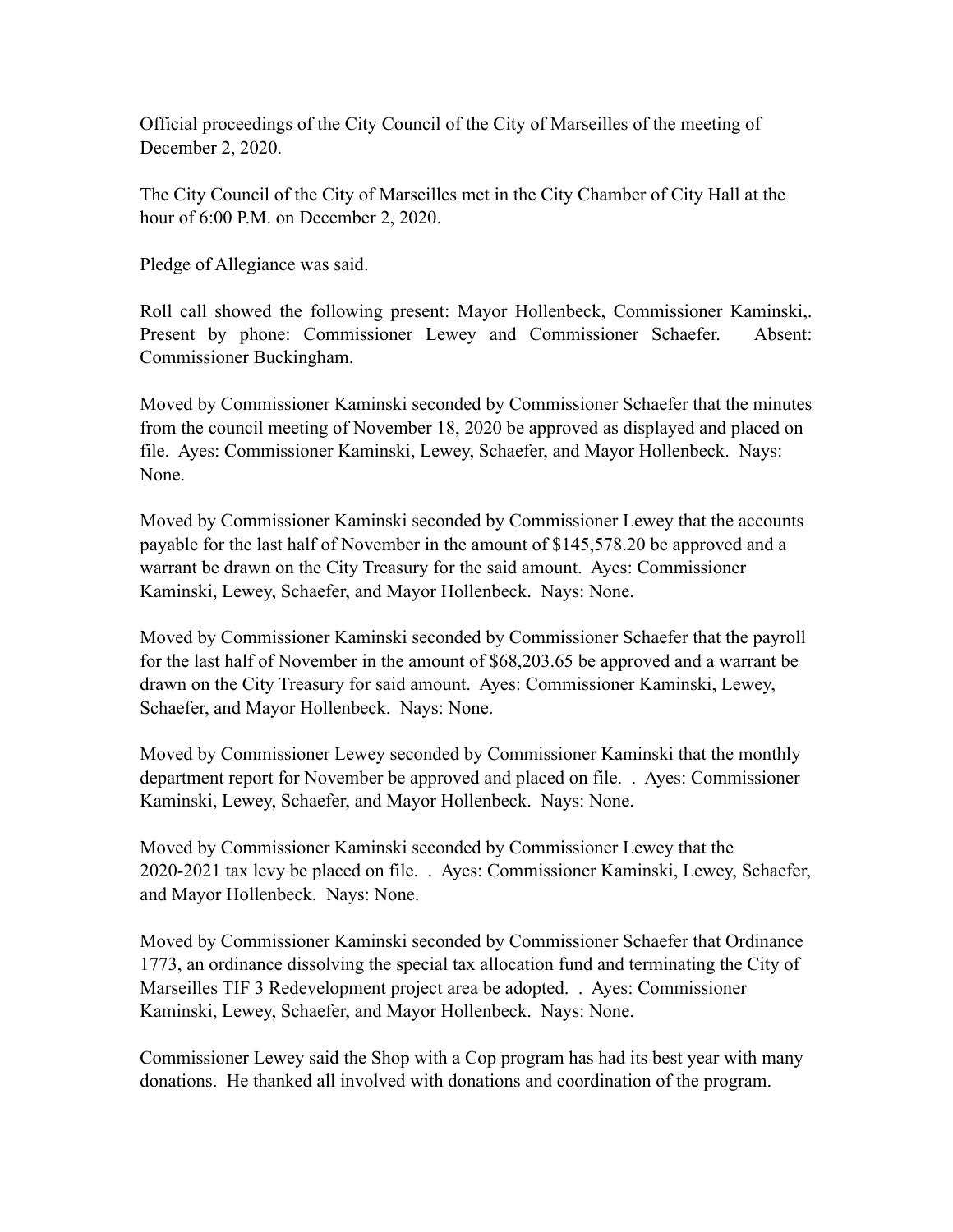Official proceedings of the City Council of the City of Marseilles of the meeting of December 2, 2020.

The City Council of the City of Marseilles met in the City Chamber of City Hall at the hour of 6:00 P.M. on December 2, 2020.

Pledge of Allegiance was said.

Roll call showed the following present: Mayor Hollenbeck, Commissioner Kaminski,. Present by phone: Commissioner Lewey and Commissioner Schaefer. Absent: Commissioner Buckingham.

Moved by Commissioner Kaminski seconded by Commissioner Schaefer that the minutes from the council meeting of November 18, 2020 be approved as displayed and placed on file. Ayes: Commissioner Kaminski, Lewey, Schaefer, and Mayor Hollenbeck. Nays: None.

Moved by Commissioner Kaminski seconded by Commissioner Lewey that the accounts payable for the last half of November in the amount of $145,578.20 be approved and a warrant be drawn on the City Treasury for the said amount. Ayes: Commissioner Kaminski, Lewey, Schaefer, and Mayor Hollenbeck. Nays: None.

Moved by Commissioner Kaminski seconded by Commissioner Schaefer that the payroll for the last half of November in the amount of $68,203.65 be approved and a warrant be drawn on the City Treasury for said amount. Ayes: Commissioner Kaminski, Lewey, Schaefer, and Mayor Hollenbeck. Nays: None.

Moved by Commissioner Lewey seconded by Commissioner Kaminski that the monthly department report for November be approved and placed on file. . Ayes: Commissioner Kaminski, Lewey, Schaefer, and Mayor Hollenbeck. Nays: None.

Moved by Commissioner Kaminski seconded by Commissioner Lewey that the 2020-2021 tax levy be placed on file. . Ayes: Commissioner Kaminski, Lewey, Schaefer, and Mayor Hollenbeck. Nays: None.

Moved by Commissioner Kaminski seconded by Commissioner Schaefer that Ordinance 1773, an ordinance dissolving the special tax allocation fund and terminating the City of Marseilles TIF 3 Redevelopment project area be adopted. . Ayes: Commissioner Kaminski, Lewey, Schaefer, and Mayor Hollenbeck. Nays: None.

Commissioner Lewey said the Shop with a Cop program has had its best year with many donations. He thanked all involved with donations and coordination of the program.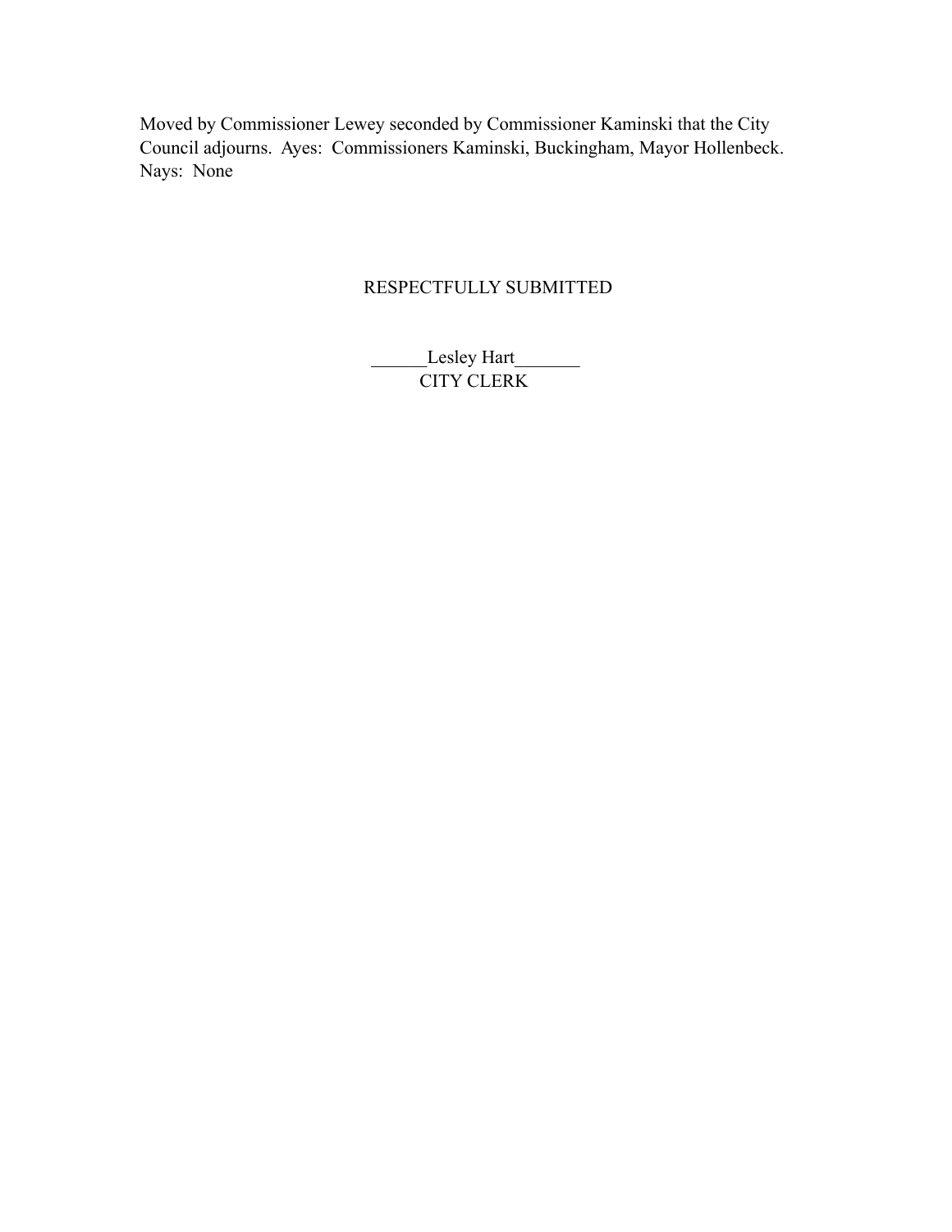Moved by Commissioner Lewey seconded by Commissioner Kaminski that the City Council adjourns. Ayes: Commissioners Kaminski, Buckingham, Mayor Hollenbeck. Nays: None

RESPECTFULLY SUBMITTED

______Lesley Hart_______
CITY CLERK